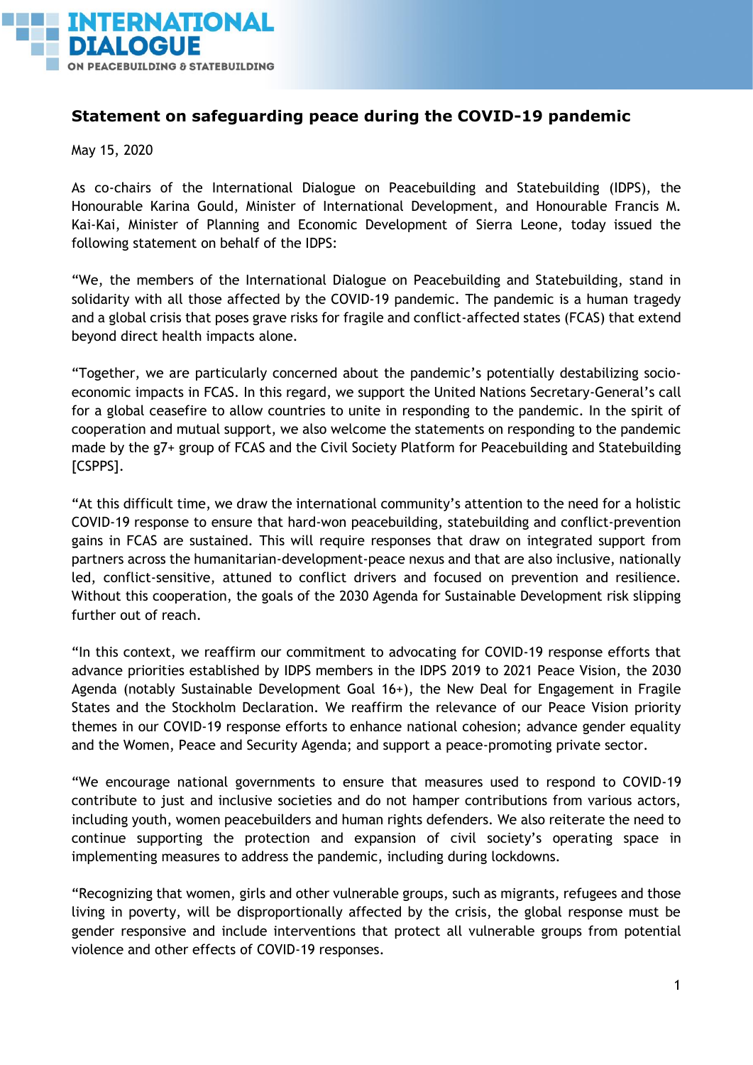INTERNATIONAL DIALOGUE ON PEACEBUILDING & STATEBUILDING

# Statement on safeguarding peace during the COVID-19 pandemic

May 15, 2020

As co-chairs of the International Dialogue on Peacebuilding and Statebuilding (IDPS), the Honourable Karina Gould, Minister of International Development, and Honourable Francis M. Kai-Kai, Minister of Planning and Economic Development of Sierra Leone, today issued the following statement on behalf of the IDPS:

"We, the members of the International Dialogue on Peacebuilding and Statebuilding, stand in solidarity with all those affected by the COVID-19 pandemic. The pandemic is a human tragedy and a global crisis that poses grave risks for fragile and conflict-affected states (FCAS) that extend beyond direct health impacts alone.

"Together, we are particularly concerned about the pandemic's potentially destabilizing socio-economic impacts in FCAS. In this regard, we support the United Nations Secretary-General's call for a global ceasefire to allow countries to unite in responding to the pandemic. In the spirit of cooperation and mutual support, we also welcome the statements on responding to the pandemic made by the g7+ group of FCAS and the Civil Society Platform for Peacebuilding and Statebuilding [CSPPS].

"At this difficult time, we draw the international community's attention to the need for a holistic COVID-19 response to ensure that hard-won peacebuilding, statebuilding and conflict-prevention gains in FCAS are sustained. This will require responses that draw on integrated support from partners across the humanitarian-development-peace nexus and that are also inclusive, nationally led, conflict-sensitive, attuned to conflict drivers and focused on prevention and resilience. Without this cooperation, the goals of the 2030 Agenda for Sustainable Development risk slipping further out of reach.

"In this context, we reaffirm our commitment to advocating for COVID-19 response efforts that advance priorities established by IDPS members in the IDPS 2019 to 2021 Peace Vision, the 2030 Agenda (notably Sustainable Development Goal 16+), the New Deal for Engagement in Fragile States and the Stockholm Declaration. We reaffirm the relevance of our Peace Vision priority themes in our COVID-19 response efforts to enhance national cohesion; advance gender equality and the Women, Peace and Security Agenda; and support a peace-promoting private sector.

"We encourage national governments to ensure that measures used to respond to COVID-19 contribute to just and inclusive societies and do not hamper contributions from various actors, including youth, women peacebuilders and human rights defenders. We also reiterate the need to continue supporting the protection and expansion of civil society's operating space in implementing measures to address the pandemic, including during lockdowns.

"Recognizing that women, girls and other vulnerable groups, such as migrants, refugees and those living in poverty, will be disproportionally affected by the crisis, the global response must be gender responsive and include interventions that protect all vulnerable groups from potential violence and other effects of COVID-19 responses.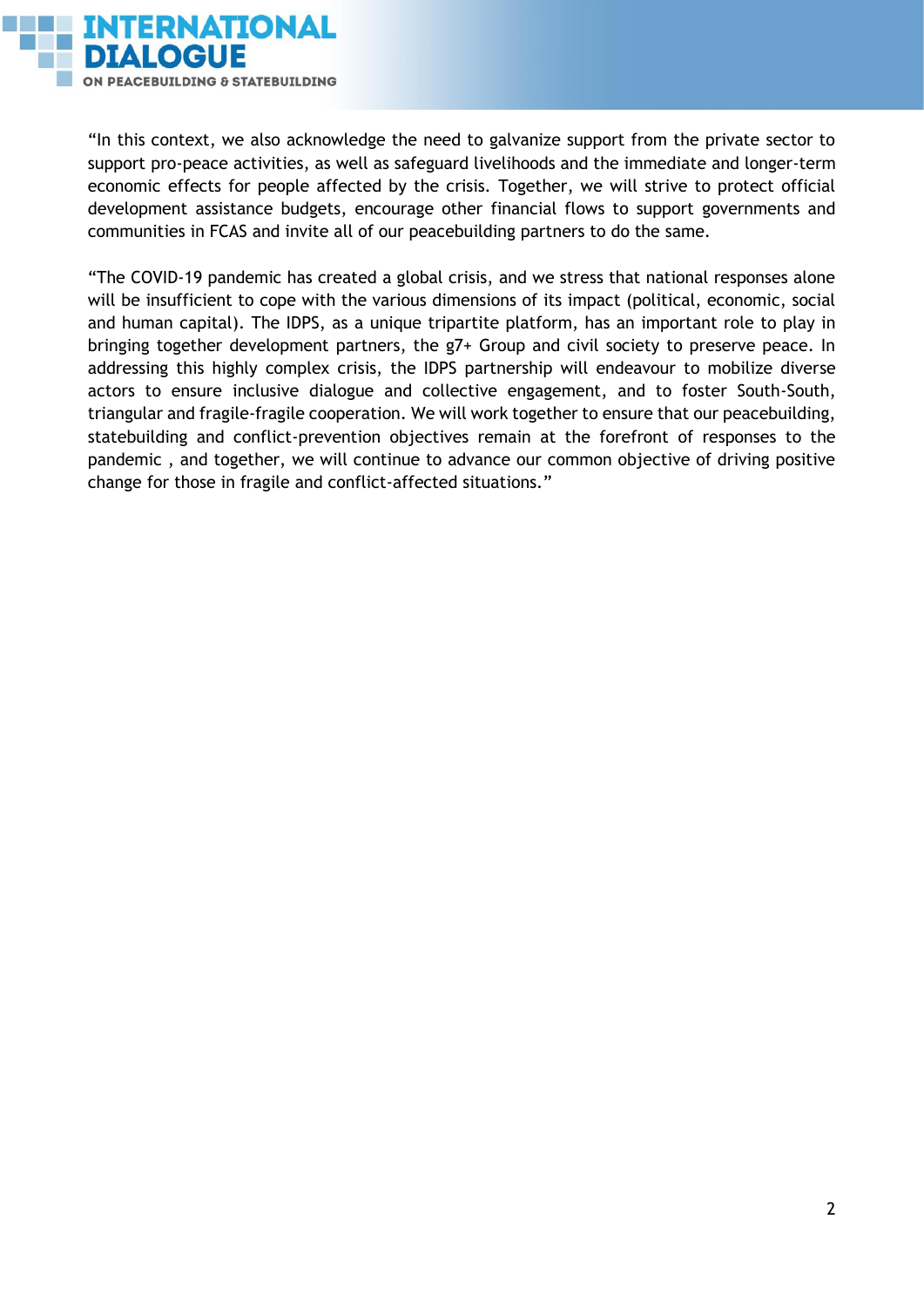“In this context, we also acknowledge the need to galvanize support from the private sector to support pro-peace activities, as well as safeguard livelihoods and the immediate and longer-term economic effects for people affected by the crisis. Together, we will strive to protect official development assistance budgets, encourage other financial flows to support governments and communities in FCAS and invite all of our peacebuilding partners to do the same.

“The COVID-19 pandemic has created a global crisis, and we stress that national responses alone will be insufficient to cope with the various dimensions of its impact (political, economic, social and human capital). The IDPS, as a unique tripartite platform, has an important role to play in bringing together development partners, the g7+ Group and civil society to preserve peace. In addressing this highly complex crisis, the IDPS partnership will endeavour to mobilize diverse actors to ensure inclusive dialogue and collective engagement, and to foster South-South, triangular and fragile-fragile cooperation. We will work together to ensure that our peacebuilding, statebuilding and conflict-prevention objectives remain at the forefront of responses to the pandemic , and together, we will continue to advance our common objective of driving positive change for those in fragile and conflict-affected situations.”